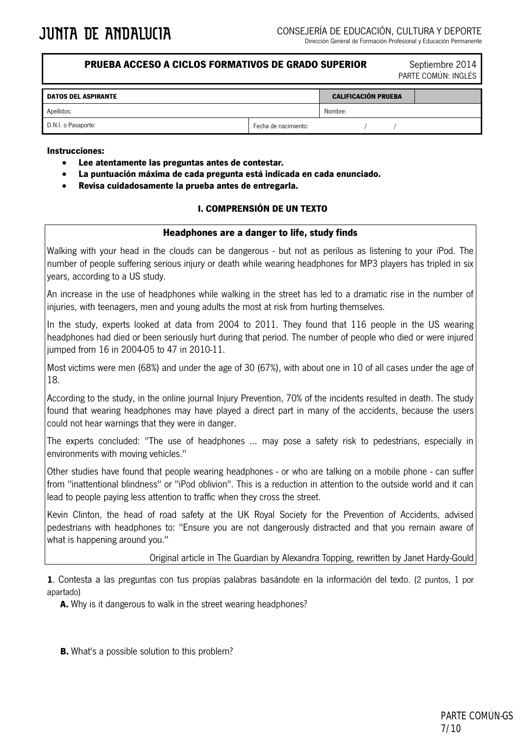JUNTA DE ANDALUCIA

CONSEJERÍA DE EDUCACIÓN, CULTURA Y DEPORTE
Dirección General de Formación Profesional y Educación Permanente

**PRUEBA ACCESO A CICLOS FORMATIVOS DE GRADO SUPERIOR** — Septiembre 2014
PARTE COMÚN: INGLÉS

| **DATOS DEL ASPIRANTE** | | **CALIFICACIÓN PRUEBA** | |
|---|---|---|---|
| Apellidos: | | Nombre: | |
| D.N.I. o Pasaporte: | Fecha de nacimiento: | / / | |

**Instrucciones:**

- **Lee atentamente las preguntas antes de contestar.**
- **La puntuación máxima de cada pregunta está indicada en cada enunciado.**
- **Revisa cuidadosamente la prueba antes de entregarla.**

## I. COMPRENSIÓN DE UN TEXTO

### Headphones are a danger to life, study finds

Walking with your head in the clouds can be dangerous - but not as perilous as listening to your iPod. The number of people suffering serious injury or death while wearing headphones for MP3 players has tripled in six years, according to a US study.

An increase in the use of headphones while walking in the street has led to a dramatic rise in the number of injuries, with teenagers, men and young adults the most at risk from hurting themselves.

In the study, experts looked at data from 2004 to 2011. They found that 116 people in the US wearing headphones had died or been seriously hurt during that period. The number of people who died or were injured jumped from 16 in 2004-05 to 47 in 2010-11.

Most victims were men (68%) and under the age of 30 (67%), with about one in 10 of all cases under the age of 18.

According to the study, in the online journal Injury Prevention, 70% of the incidents resulted in death. The study found that wearing headphones may have played a direct part in many of the accidents, because the users could not hear warnings that they were in danger.

The experts concluded: "The use of headphones ... may pose a safety risk to pedestrians, especially in environments with moving vehicles."

Other studies have found that people wearing headphones - or who are talking on a mobile phone - can suffer from "inattentional blindness" or "iPod oblivion". This is a reduction in attention to the outside world and it can lead to people paying less attention to traffic when they cross the street.

Kevin Clinton, the head of road safety at the UK Royal Society for the Prevention of Accidents, advised pedestrians with headphones to: "Ensure you are not dangerously distracted and that you remain aware of what is happening around you."

Original article in The Guardian by Alexandra Topping, rewritten by Janet Hardy-Gould

**1**. Contesta a las preguntas con tus propias palabras basándote en la información del texto. (2 puntos, 1 por apartado)

**A.** Why is it dangerous to walk in the street wearing headphones?

**B.** What's a possible solution to this problem?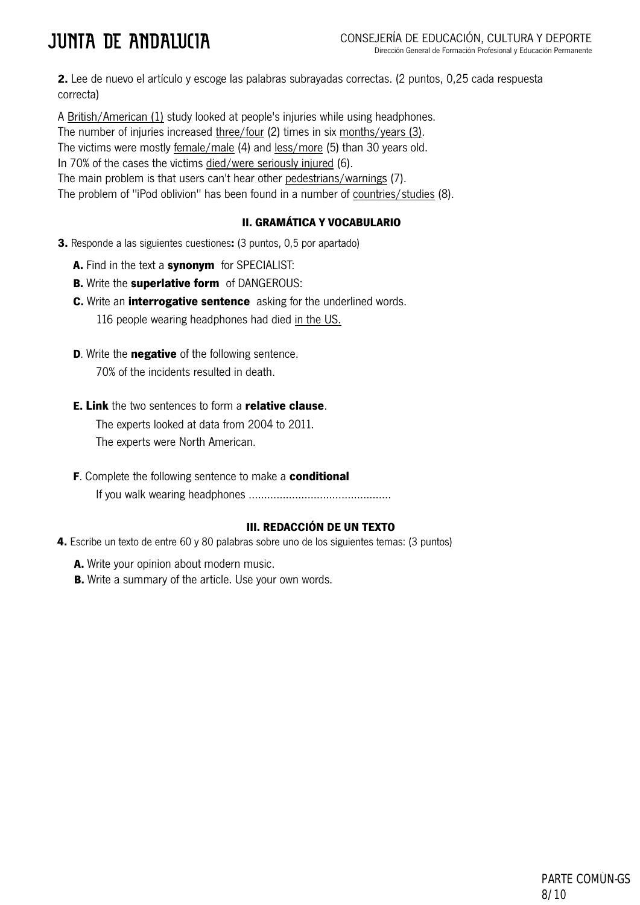**2.** Lee de nuevo el artículo y escoge las palabras subrayadas correctas. (2 puntos, 0,25 cada respuesta correcta)

A <u>British/American (1)</u> study looked at people's injuries while using headphones.
The number of injuries increased <u>three/four</u> (2) times in six <u>months/years (3)</u>.
The victims were mostly <u>female/male</u> (4) and <u>less/more</u> (5) than 30 years old.
In 70% of the cases the victims <u>died/were seriously injured</u> (6).
The main problem is that users can't hear other <u>pedestrians/warnings</u> (7).
The problem of "iPod oblivion" has been found in a number of <u>countries/studies</u> (8).

## II. GRAMÁTICA Y VOCABULARIO

**3.** Responde a las siguientes cuestiones**:** (3 puntos, 0,5 por apartado)

**A.** Find in the text a **synonym** for SPECIALIST:

**B.** Write the **superlative form** of DANGEROUS:

**C.** Write an **interrogative sentence** asking for the underlined words.

116 people wearing headphones had died <u>in the US.</u>

**D**. Write the **negative** of the following sentence.

70% of the incidents resulted in death.

**E. Link** the two sentences to form a **relative clause**.

The experts looked at data from 2004 to 2011.
The experts were North American.

**F**. Complete the following sentence to make a **conditional**

If you walk wearing headphones ..............................................

## III. REDACCIÓN DE UN TEXTO

**4.** Escribe un texto de entre 60 y 80 palabras sobre uno de los siguientes temas: (3 puntos)

**A.** Write your opinion about modern music.

**B.** Write a summary of the article. Use your own words.